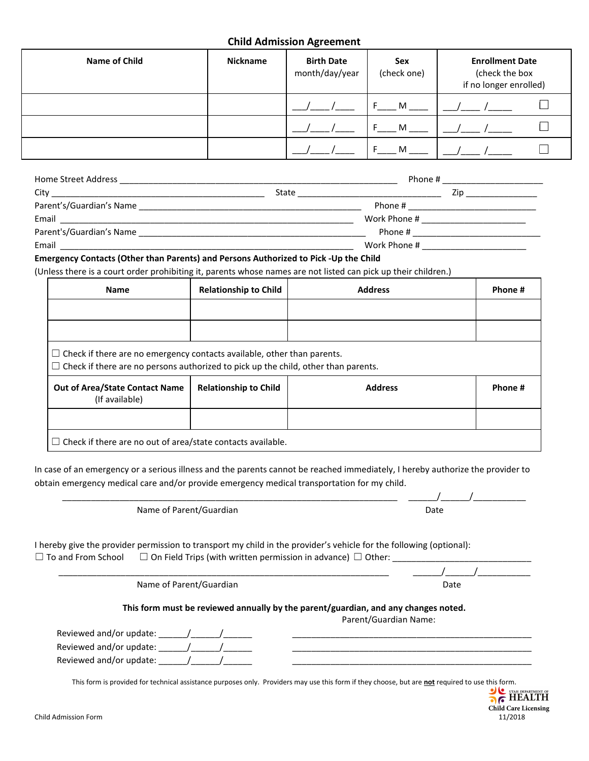## Child Admission Agreement

| Name of Child | Nickname | Birth Date month/day/year | Sex (check one) | Enrollment Date (check the box if no longer enrolled) |
|---|---|---|---|---|
| | | ___/____/____ | F____ M ____ | ___/____ /_____ ☐ |
| | | ___/____/____ | F____ M ____ | ___/____ /_____ ☐ |
| | | ___/____/____ | F____ M ____ | ___/____ /_____ ☐ |

Home Street Address ____________________________________________________________ Phone # ______________________

City _____________________________________________ State _______________________________ Zip _______________

Parent's/Guardian's Name ________________________________________________ Phone # ____________________________

Email _______________________________________________________________ Work Phone # ______________________

Parent's/Guardian's Name ________________________________________________ Phone # ____________________________

Email _______________________________________________________________ Work Phone # ______________________

**Emergency Contacts (Other than Parents) and Persons Authorized to Pick -Up the Child**

(Unless there is a court order prohibiting it, parents whose names are not listed can pick up their children.)

| Name | Relationship to Child | Address | Phone # |
|---|---|---|---|
| | | | |
| | | | |

☐ Check if there are no emergency contacts available, other than parents.

☐ Check if there are no persons authorized to pick up the child, other than parents.

| Out of Area/State Contact Name (If available) | Relationship to Child | Address | Phone # |
|---|---|---|---|
| | | | |

☐ Check if there are no out of area/state contacts available.

In case of an emergency or a serious illness and the parents cannot be reached immediately, I hereby authorize the provider to obtain emergency medical care and/or provide emergency medical transportation for my child.

_________________________________________________________________________ ______/______/___________

Name of Parent/Guardian Date

I hereby give the provider permission to transport my child in the provider's vehicle for the following (optional):

☐ To and From School ☐ On Field Trips (with written permission in advance) ☐ Other: ______________________________

_________________________________________________________________________ ______/______/___________

Name of Parent/Guardian Date

**This form must be reviewed annually by the parent/guardian, and any changes noted.**

Parent/Guardian Name:

Reviewed and/or update: ______/______/______ ____________________________________________________

Reviewed and/or update: ______/______/______ ____________________________________________________

Reviewed and/or update: ______/______/______ ____________________________________________________

This form is provided for technical assistance purposes only. Providers may use this form if they choose, but are **not** required to use this form.

Utah Department of Health
Child Care Licensing

Child Admission Form 11/2018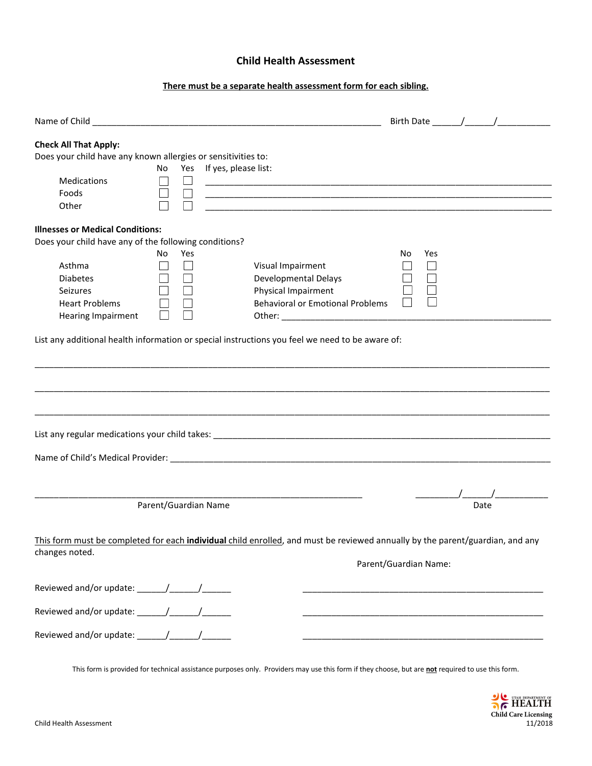# Child Health Assessment

<u>**There must be a separate health assessment form for each sibling.**</u>

Name of Child ______________________________________________ Birth Date _____/_____/__________

**Check All That Apply:**

Does your child have any known allergies or sensitivities to:

| | No | Yes | If yes, please list: |
|---|---|---|---|
| Medications | ☐ | ☐ | ______________________________ |
| Foods | ☐ | ☐ | ______________________________ |
| Other | ☐ | ☐ | ______________________________ |

**Illnesses or Medical Conditions:**

Does your child have any of the following conditions?

| | No | Yes | | No | Yes |
|---|---|---|---|---|---|
| Asthma | ☐ | ☐ | Visual Impairment | ☐ | ☐ |
| Diabetes | ☐ | ☐ | Developmental Delays | ☐ | ☐ |
| Seizures | ☐ | ☐ | Physical Impairment | ☐ | ☐ |
| Heart Problems | ☐ | ☐ | Behavioral or Emotional Problems | ☐ | ☐ |
| Hearing Impairment | ☐ | ☐ | Other: ______________________________ | | |

List any additional health information or special instructions you feel we need to be aware of:

______________________________________________________________________________

______________________________________________________________________________

______________________________________________________________________________

List any regular medications your child takes: ______________________________________________

Name of Child's Medical Provider: ______________________________________________

______________________________________________ _______/_____/__________

Parent/Guardian Name Date

<u>This form must be completed for each **individual** child enrolled</u>, and must be reviewed annually by the parent/guardian, and any changes noted.

| | Parent/Guardian Name: |
|---|---|
| Reviewed and/or update: _____/_____/_____ | ______________________________ |
| Reviewed and/or update: _____/_____/_____ | ______________________________ |
| Reviewed and/or update: _____/_____/_____ | ______________________________ |

This form is provided for technical assistance purposes only. Providers may use this form if they choose, but are **<u>not</u>** required to use this form.

Utah Department of Health
Child Care Licensing
11/2018

Child Health Assessment